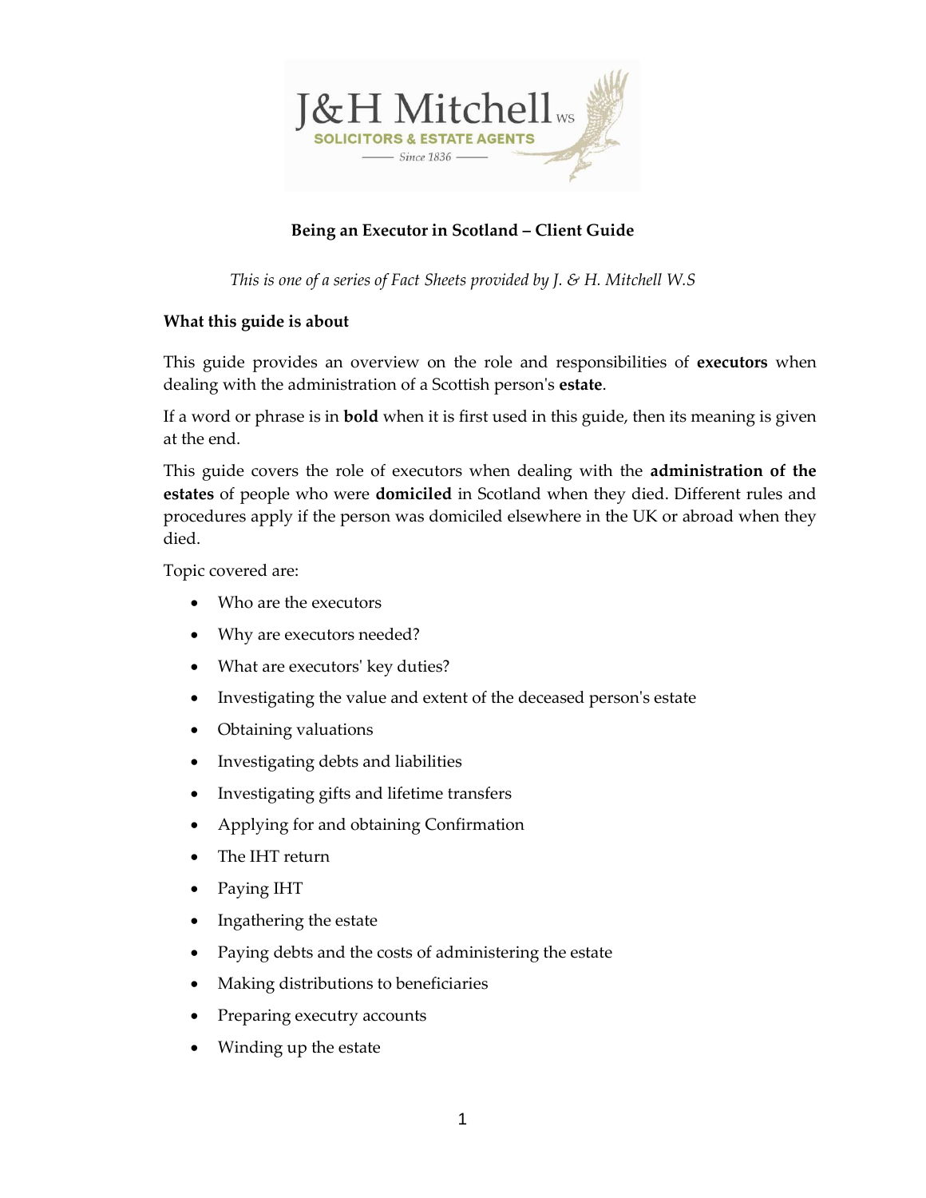# Being an Executor in Scotland – Client Guide

*This is one of a series of Fact Sheets provided by J. & H. Mitchell W.S*

## What this guide is about

This guide provides an overview on the role and responsibilities of **executors** when dealing with the administration of a Scottish person's **estate**.

If a word or phrase is in **bold** when it is first used in this guide, then its meaning is given at the end.

This guide covers the role of executors when dealing with the **administration of the estates** of people who were **domiciled** in Scotland when they died. Different rules and procedures apply if the person was domiciled elsewhere in the UK or abroad when they died.

Topic covered are:

- Who are the executors
- Why are executors needed?
- What are executors' key duties?
- Investigating the value and extent of the deceased person's estate
- Obtaining valuations
- Investigating debts and liabilities
- Investigating gifts and lifetime transfers
- Applying for and obtaining Confirmation
- The IHT return
- Paying IHT
- Ingathering the estate
- Paying debts and the costs of administering the estate
- Making distributions to beneficiaries
- Preparing executry accounts
- Winding up the estate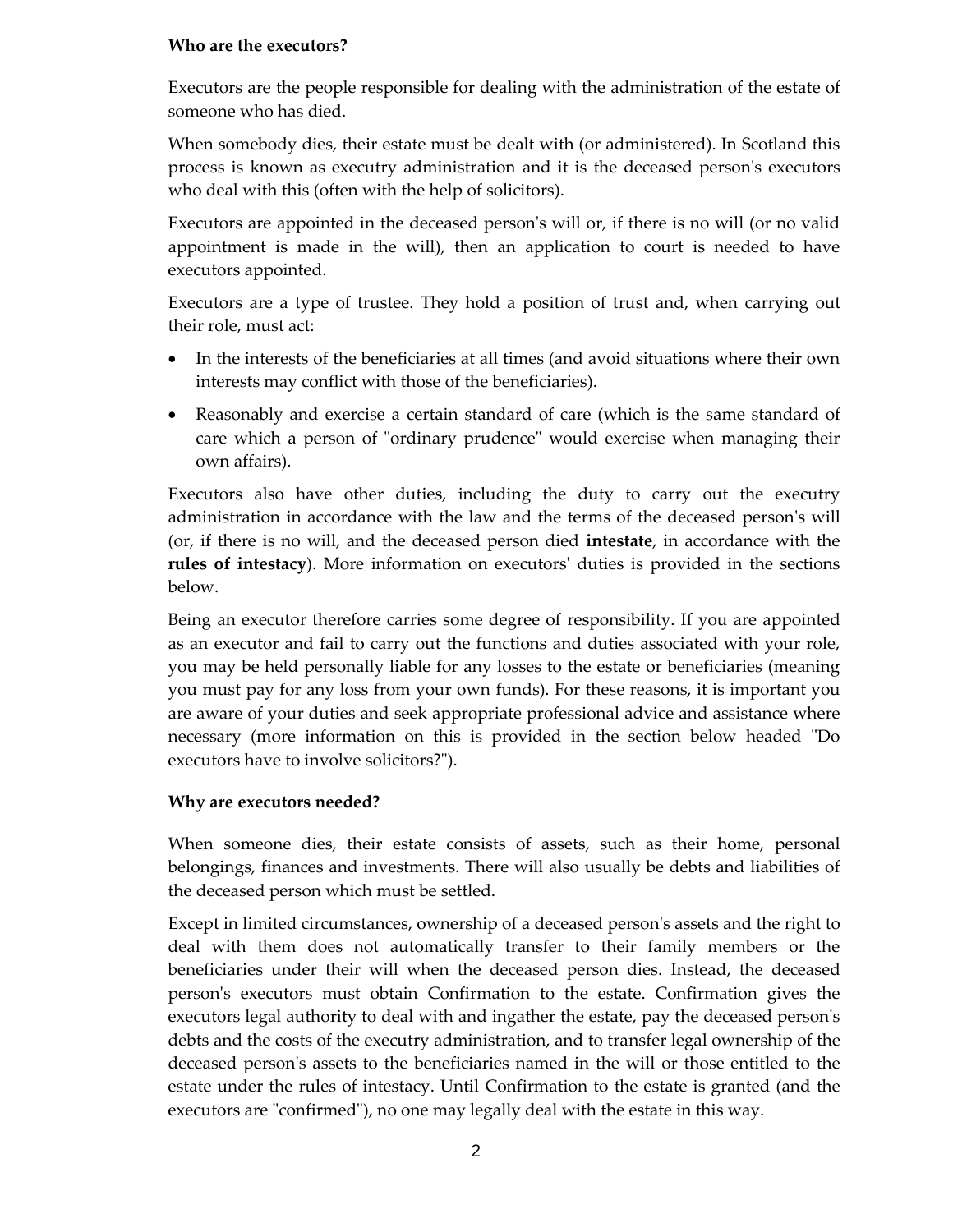**Who are the executors?**

Executors are the people responsible for dealing with the administration of the estate of someone who has died.

When somebody dies, their estate must be dealt with (or administered). In Scotland this process is known as executry administration and it is the deceased person's executors who deal with this (often with the help of solicitors).

Executors are appointed in the deceased person's will or, if there is no will (or no valid appointment is made in the will), then an application to court is needed to have executors appointed.

Executors are a type of trustee. They hold a position of trust and, when carrying out their role, must act:

- In the interests of the beneficiaries at all times (and avoid situations where their own interests may conflict with those of the beneficiaries).
- Reasonably and exercise a certain standard of care (which is the same standard of care which a person of "ordinary prudence" would exercise when managing their own affairs).

Executors also have other duties, including the duty to carry out the executry administration in accordance with the law and the terms of the deceased person's will (or, if there is no will, and the deceased person died **intestate**, in accordance with the **rules of intestacy**). More information on executors' duties is provided in the sections below.

Being an executor therefore carries some degree of responsibility. If you are appointed as an executor and fail to carry out the functions and duties associated with your role, you may be held personally liable for any losses to the estate or beneficiaries (meaning you must pay for any loss from your own funds). For these reasons, it is important you are aware of your duties and seek appropriate professional advice and assistance where necessary (more information on this is provided in the section below headed "Do executors have to involve solicitors?").

**Why are executors needed?**

When someone dies, their estate consists of assets, such as their home, personal belongings, finances and investments. There will also usually be debts and liabilities of the deceased person which must be settled.

Except in limited circumstances, ownership of a deceased person's assets and the right to deal with them does not automatically transfer to their family members or the beneficiaries under their will when the deceased person dies. Instead, the deceased person's executors must obtain Confirmation to the estate. Confirmation gives the executors legal authority to deal with and ingather the estate, pay the deceased person's debts and the costs of the executry administration, and to transfer legal ownership of the deceased person's assets to the beneficiaries named in the will or those entitled to the estate under the rules of intestacy. Until Confirmation to the estate is granted (and the executors are "confirmed"), no one may legally deal with the estate in this way.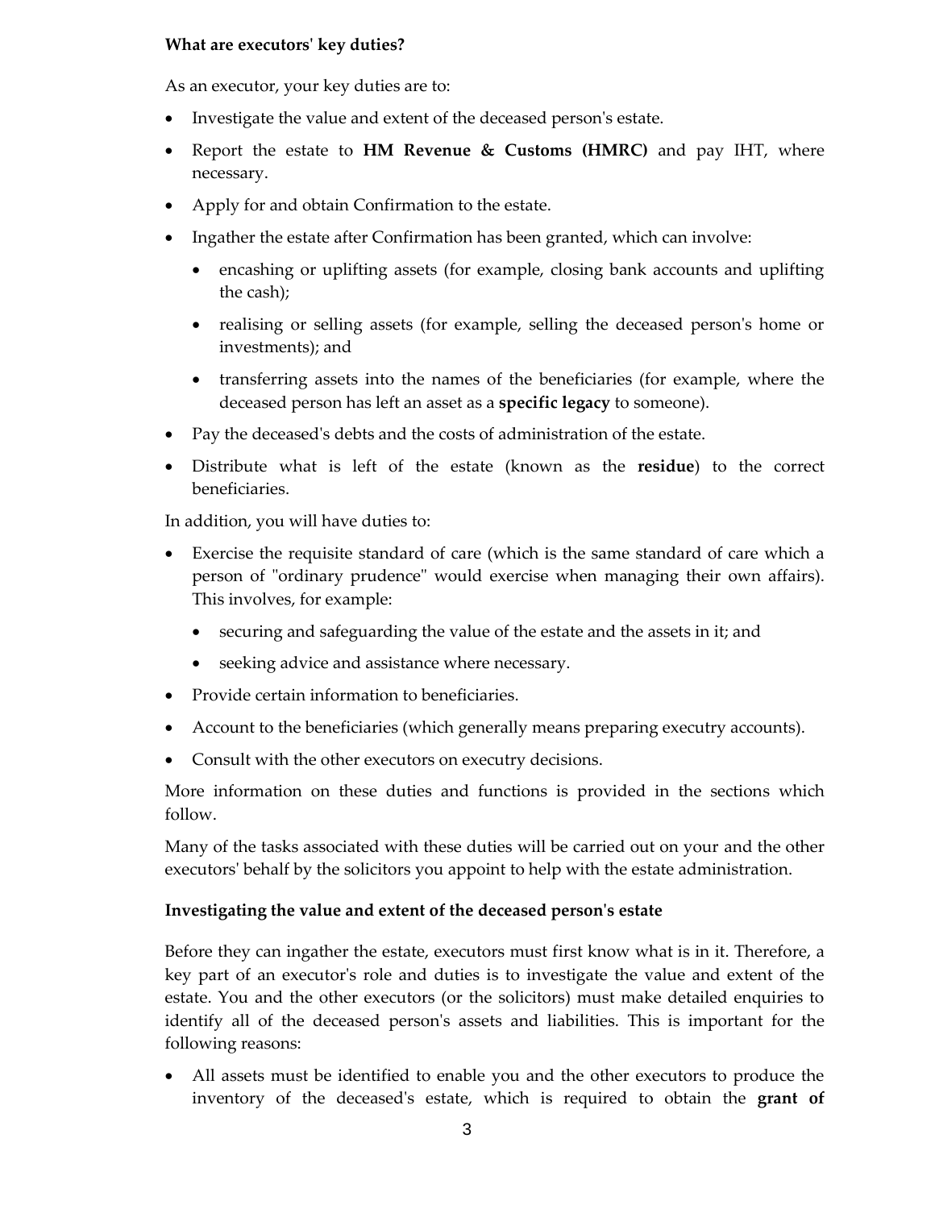**What are executors' key duties?**

As an executor, your key duties are to:

- Investigate the value and extent of the deceased person's estate.
- Report the estate to **HM Revenue & Customs (HMRC)** and pay IHT, where necessary.
- Apply for and obtain Confirmation to the estate.
- Ingather the estate after Confirmation has been granted, which can involve:
  - encashing or uplifting assets (for example, closing bank accounts and uplifting the cash);
  - realising or selling assets (for example, selling the deceased person's home or investments); and
  - transferring assets into the names of the beneficiaries (for example, where the deceased person has left an asset as a **specific legacy** to someone).
- Pay the deceased's debts and the costs of administration of the estate.
- Distribute what is left of the estate (known as the **residue**) to the correct beneficiaries.

In addition, you will have duties to:

- Exercise the requisite standard of care (which is the same standard of care which a person of "ordinary prudence" would exercise when managing their own affairs). This involves, for example:
  - securing and safeguarding the value of the estate and the assets in it; and
  - seeking advice and assistance where necessary.
- Provide certain information to beneficiaries.
- Account to the beneficiaries (which generally means preparing executry accounts).
- Consult with the other executors on executry decisions.

More information on these duties and functions is provided in the sections which follow.

Many of the tasks associated with these duties will be carried out on your and the other executors' behalf by the solicitors you appoint to help with the estate administration.

**Investigating the value and extent of the deceased person's estate**

Before they can ingather the estate, executors must first know what is in it. Therefore, a key part of an executor's role and duties is to investigate the value and extent of the estate. You and the other executors (or the solicitors) must make detailed enquiries to identify all of the deceased person's assets and liabilities. This is important for the following reasons:

- All assets must be identified to enable you and the other executors to produce the inventory of the deceased's estate, which is required to obtain the **grant of**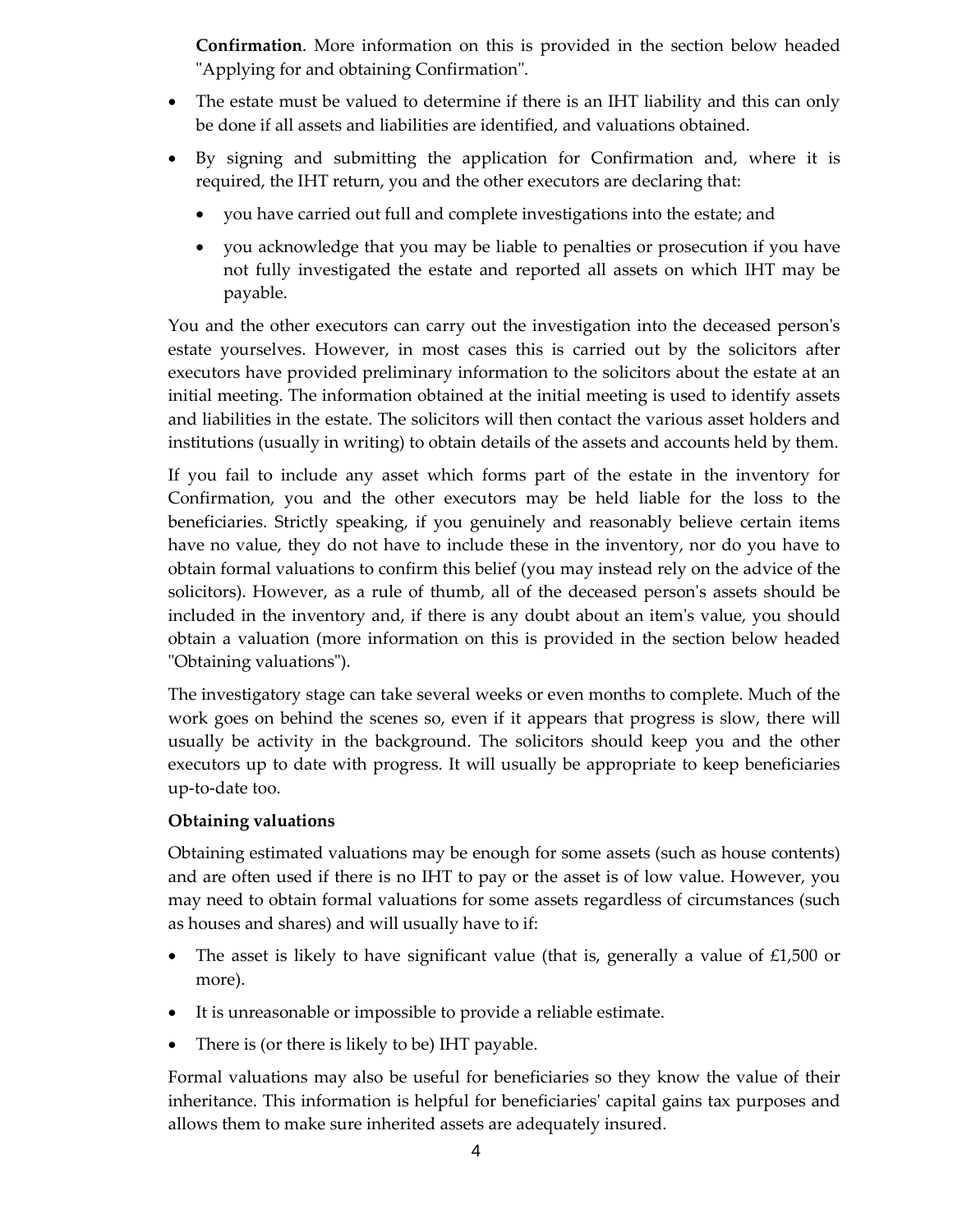**Confirmation**. More information on this is provided in the section below headed "Applying for and obtaining Confirmation".

- The estate must be valued to determine if there is an IHT liability and this can only be done if all assets and liabilities are identified, and valuations obtained.
- By signing and submitting the application for Confirmation and, where it is required, the IHT return, you and the other executors are declaring that:
  - you have carried out full and complete investigations into the estate; and
  - you acknowledge that you may be liable to penalties or prosecution if you have not fully investigated the estate and reported all assets on which IHT may be payable.

You and the other executors can carry out the investigation into the deceased person's estate yourselves. However, in most cases this is carried out by the solicitors after executors have provided preliminary information to the solicitors about the estate at an initial meeting. The information obtained at the initial meeting is used to identify assets and liabilities in the estate. The solicitors will then contact the various asset holders and institutions (usually in writing) to obtain details of the assets and accounts held by them.

If you fail to include any asset which forms part of the estate in the inventory for Confirmation, you and the other executors may be held liable for the loss to the beneficiaries. Strictly speaking, if you genuinely and reasonably believe certain items have no value, they do not have to include these in the inventory, nor do you have to obtain formal valuations to confirm this belief (you may instead rely on the advice of the solicitors). However, as a rule of thumb, all of the deceased person's assets should be included in the inventory and, if there is any doubt about an item's value, you should obtain a valuation (more information on this is provided in the section below headed "Obtaining valuations").

The investigatory stage can take several weeks or even months to complete. Much of the work goes on behind the scenes so, even if it appears that progress is slow, there will usually be activity in the background. The solicitors should keep you and the other executors up to date with progress. It will usually be appropriate to keep beneficiaries up-to-date too.

**Obtaining valuations**

Obtaining estimated valuations may be enough for some assets (such as house contents) and are often used if there is no IHT to pay or the asset is of low value. However, you may need to obtain formal valuations for some assets regardless of circumstances (such as houses and shares) and will usually have to if:

- The asset is likely to have significant value (that is, generally a value of £1,500 or more).
- It is unreasonable or impossible to provide a reliable estimate.
- There is (or there is likely to be) IHT payable.

Formal valuations may also be useful for beneficiaries so they know the value of their inheritance. This information is helpful for beneficiaries' capital gains tax purposes and allows them to make sure inherited assets are adequately insured.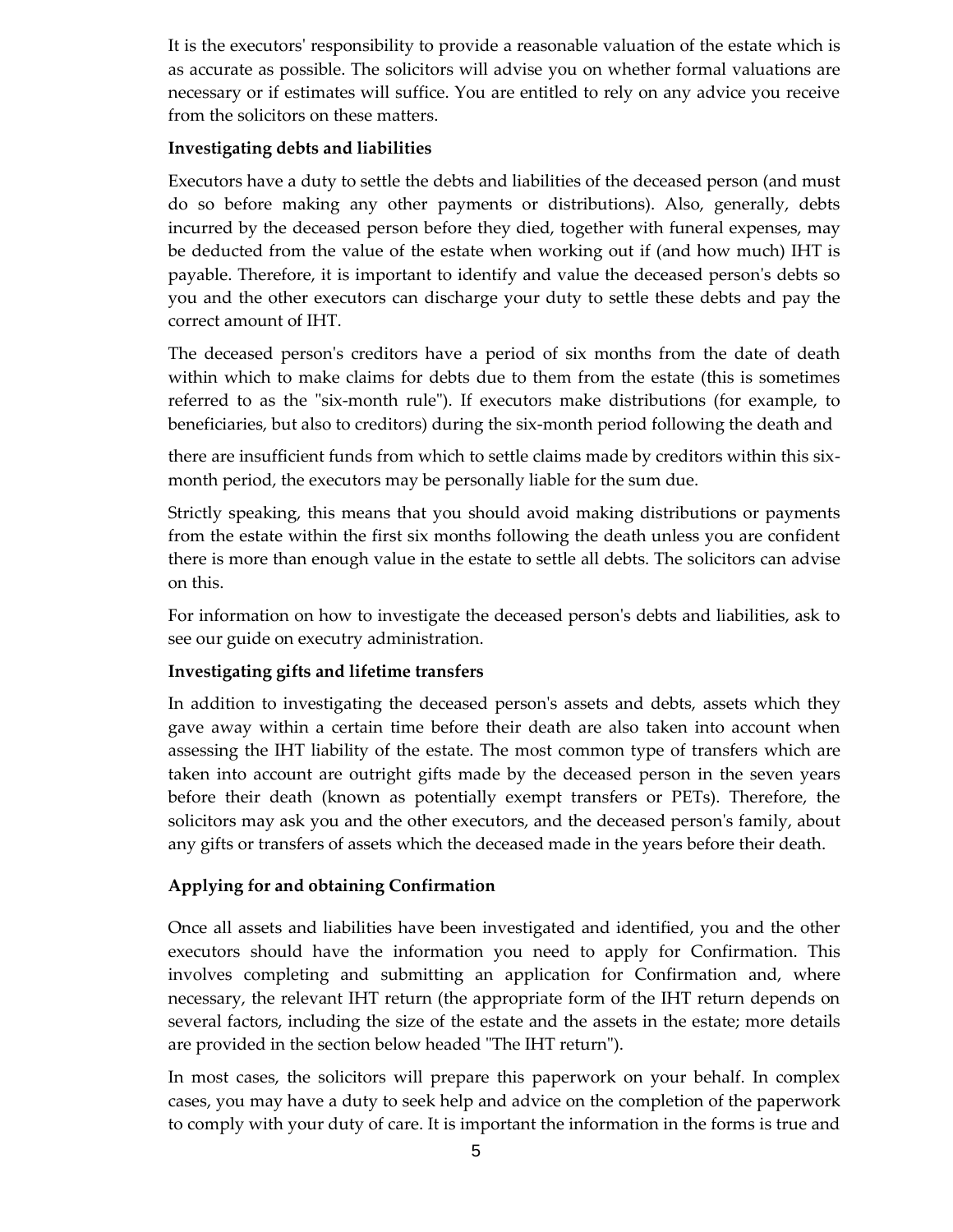It is the executors' responsibility to provide a reasonable valuation of the estate which is as accurate as possible. The solicitors will advise you on whether formal valuations are necessary or if estimates will suffice. You are entitled to rely on any advice you receive from the solicitors on these matters.

**Investigating debts and liabilities**

Executors have a duty to settle the debts and liabilities of the deceased person (and must do so before making any other payments or distributions). Also, generally, debts incurred by the deceased person before they died, together with funeral expenses, may be deducted from the value of the estate when working out if (and how much) IHT is payable. Therefore, it is important to identify and value the deceased person's debts so you and the other executors can discharge your duty to settle these debts and pay the correct amount of IHT.

The deceased person's creditors have a period of six months from the date of death within which to make claims for debts due to them from the estate (this is sometimes referred to as the "six-month rule"). If executors make distributions (for example, to beneficiaries, but also to creditors) during the six-month period following the death and there are insufficient funds from which to settle claims made by creditors within this six-month period, the executors may be personally liable for the sum due.

Strictly speaking, this means that you should avoid making distributions or payments from the estate within the first six months following the death unless you are confident there is more than enough value in the estate to settle all debts. The solicitors can advise on this.

For information on how to investigate the deceased person's debts and liabilities, ask to see our guide on executry administration.

**Investigating gifts and lifetime transfers**

In addition to investigating the deceased person's assets and debts, assets which they gave away within a certain time before their death are also taken into account when assessing the IHT liability of the estate. The most common type of transfers which are taken into account are outright gifts made by the deceased person in the seven years before their death (known as potentially exempt transfers or PETs). Therefore, the solicitors may ask you and the other executors, and the deceased person's family, about any gifts or transfers of assets which the deceased made in the years before their death.

**Applying for and obtaining Confirmation**

Once all assets and liabilities have been investigated and identified, you and the other executors should have the information you need to apply for Confirmation. This involves completing and submitting an application for Confirmation and, where necessary, the relevant IHT return (the appropriate form of the IHT return depends on several factors, including the size of the estate and the assets in the estate; more details are provided in the section below headed "The IHT return").

In most cases, the solicitors will prepare this paperwork on your behalf. In complex cases, you may have a duty to seek help and advice on the completion of the paperwork to comply with your duty of care. It is important the information in the forms is true and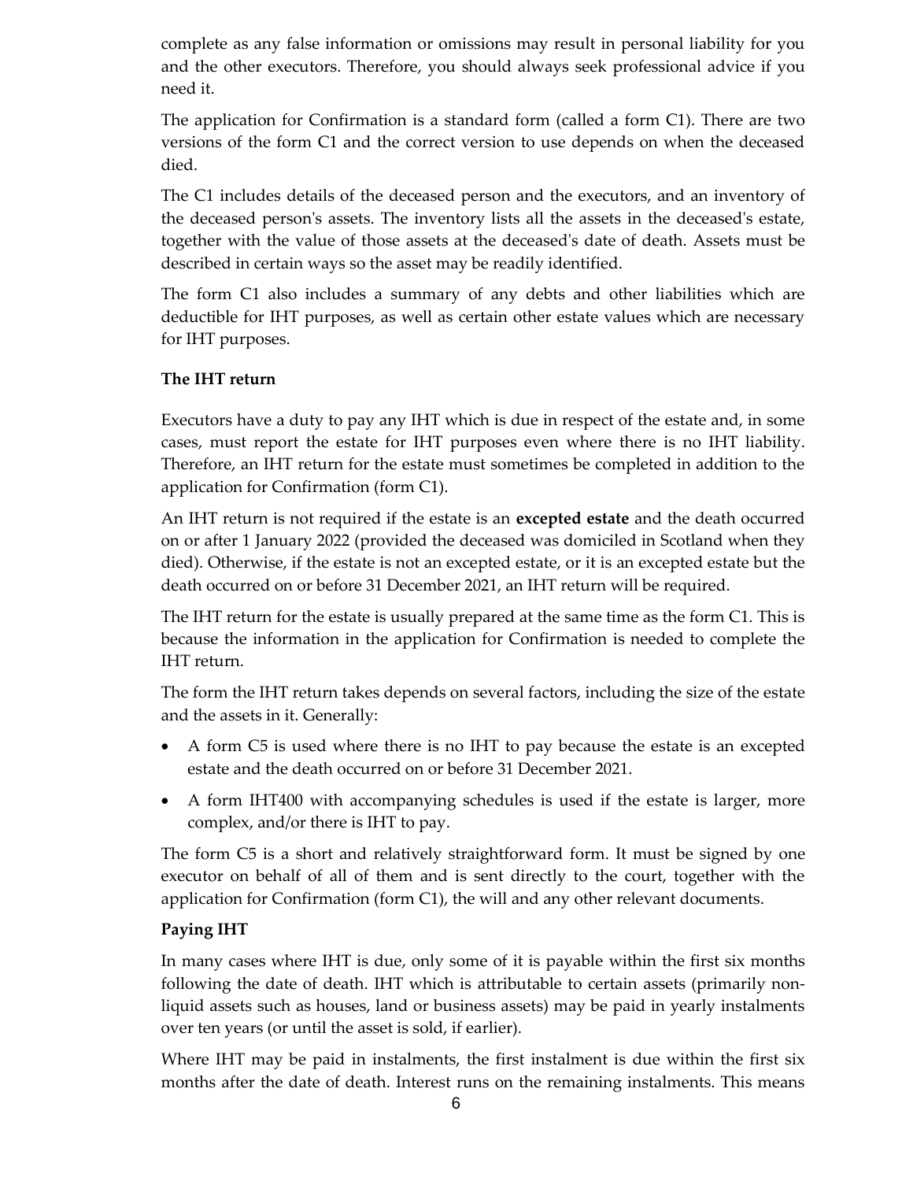complete as any false information or omissions may result in personal liability for you and the other executors. Therefore, you should always seek professional advice if you need it.

The application for Confirmation is a standard form (called a form C1). There are two versions of the form C1 and the correct version to use depends on when the deceased died.

The C1 includes details of the deceased person and the executors, and an inventory of the deceased person's assets. The inventory lists all the assets in the deceased's estate, together with the value of those assets at the deceased's date of death. Assets must be described in certain ways so the asset may be readily identified.

The form C1 also includes a summary of any debts and other liabilities which are deductible for IHT purposes, as well as certain other estate values which are necessary for IHT purposes.

### The IHT return

Executors have a duty to pay any IHT which is due in respect of the estate and, in some cases, must report the estate for IHT purposes even where there is no IHT liability. Therefore, an IHT return for the estate must sometimes be completed in addition to the application for Confirmation (form C1).

An IHT return is not required if the estate is an **excepted estate** and the death occurred on or after 1 January 2022 (provided the deceased was domiciled in Scotland when they died). Otherwise, if the estate is not an excepted estate, or it is an excepted estate but the death occurred on or before 31 December 2021, an IHT return will be required.

The IHT return for the estate is usually prepared at the same time as the form C1. This is because the information in the application for Confirmation is needed to complete the IHT return.

The form the IHT return takes depends on several factors, including the size of the estate and the assets in it. Generally:

- A form C5 is used where there is no IHT to pay because the estate is an excepted estate and the death occurred on or before 31 December 2021.
- A form IHT400 with accompanying schedules is used if the estate is larger, more complex, and/or there is IHT to pay.

The form C5 is a short and relatively straightforward form. It must be signed by one executor on behalf of all of them and is sent directly to the court, together with the application for Confirmation (form C1), the will and any other relevant documents.

### Paying IHT

In many cases where IHT is due, only some of it is payable within the first six months following the date of death. IHT which is attributable to certain assets (primarily non-liquid assets such as houses, land or business assets) may be paid in yearly instalments over ten years (or until the asset is sold, if earlier).

Where IHT may be paid in instalments, the first instalment is due within the first six months after the date of death. Interest runs on the remaining instalments. This means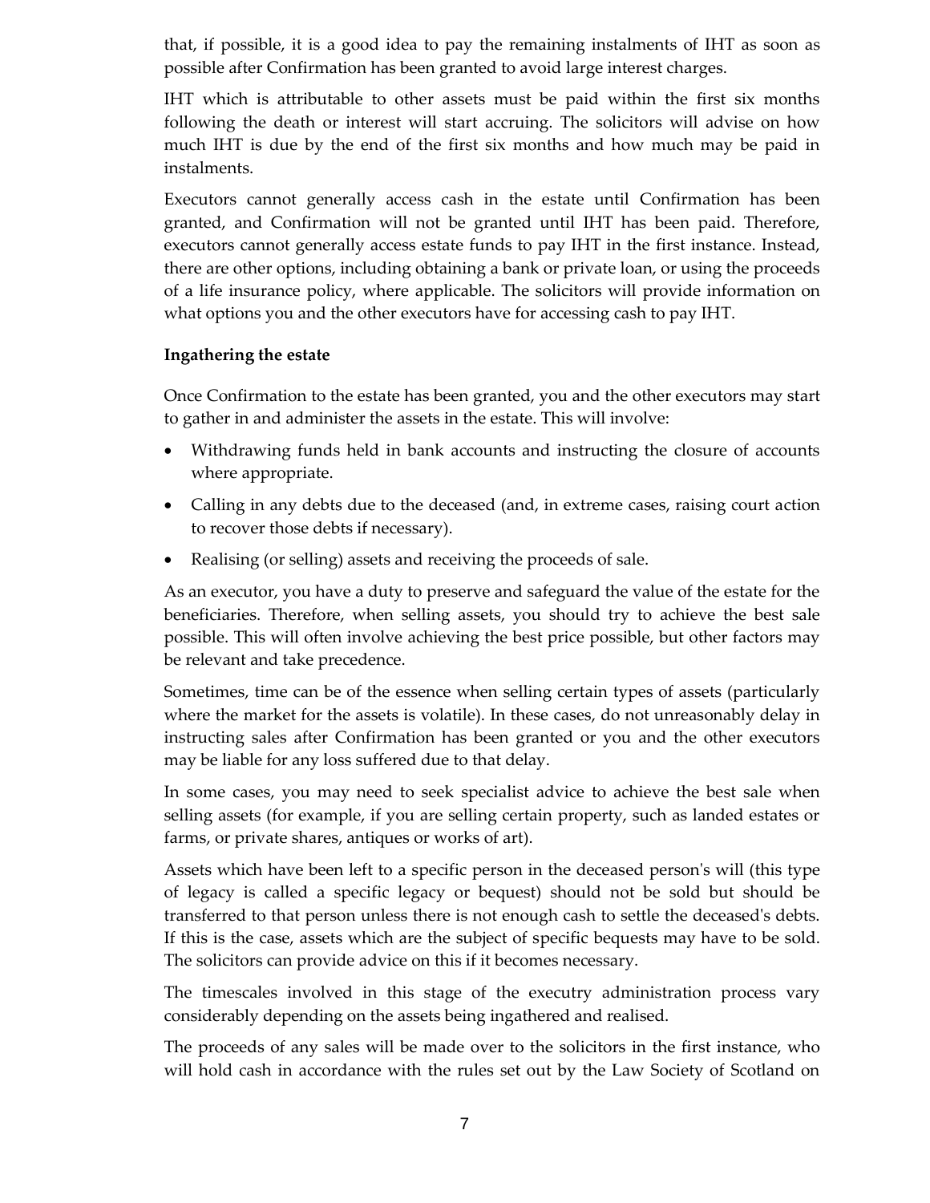that, if possible, it is a good idea to pay the remaining instalments of IHT as soon as possible after Confirmation has been granted to avoid large interest charges.

IHT which is attributable to other assets must be paid within the first six months following the death or interest will start accruing. The solicitors will advise on how much IHT is due by the end of the first six months and how much may be paid in instalments.

Executors cannot generally access cash in the estate until Confirmation has been granted, and Confirmation will not be granted until IHT has been paid. Therefore, executors cannot generally access estate funds to pay IHT in the first instance. Instead, there are other options, including obtaining a bank or private loan, or using the proceeds of a life insurance policy, where applicable. The solicitors will provide information on what options you and the other executors have for accessing cash to pay IHT.

**Ingathering the estate**

Once Confirmation to the estate has been granted, you and the other executors may start to gather in and administer the assets in the estate. This will involve:

- Withdrawing funds held in bank accounts and instructing the closure of accounts where appropriate.
- Calling in any debts due to the deceased (and, in extreme cases, raising court action to recover those debts if necessary).
- Realising (or selling) assets and receiving the proceeds of sale.

As an executor, you have a duty to preserve and safeguard the value of the estate for the beneficiaries. Therefore, when selling assets, you should try to achieve the best sale possible. This will often involve achieving the best price possible, but other factors may be relevant and take precedence.

Sometimes, time can be of the essence when selling certain types of assets (particularly where the market for the assets is volatile). In these cases, do not unreasonably delay in instructing sales after Confirmation has been granted or you and the other executors may be liable for any loss suffered due to that delay.

In some cases, you may need to seek specialist advice to achieve the best sale when selling assets (for example, if you are selling certain property, such as landed estates or farms, or private shares, antiques or works of art).

Assets which have been left to a specific person in the deceased person's will (this type of legacy is called a specific legacy or bequest) should not be sold but should be transferred to that person unless there is not enough cash to settle the deceased's debts. If this is the case, assets which are the subject of specific bequests may have to be sold. The solicitors can provide advice on this if it becomes necessary.

The timescales involved in this stage of the executry administration process vary considerably depending on the assets being ingathered and realised.

The proceeds of any sales will be made over to the solicitors in the first instance, who will hold cash in accordance with the rules set out by the Law Society of Scotland on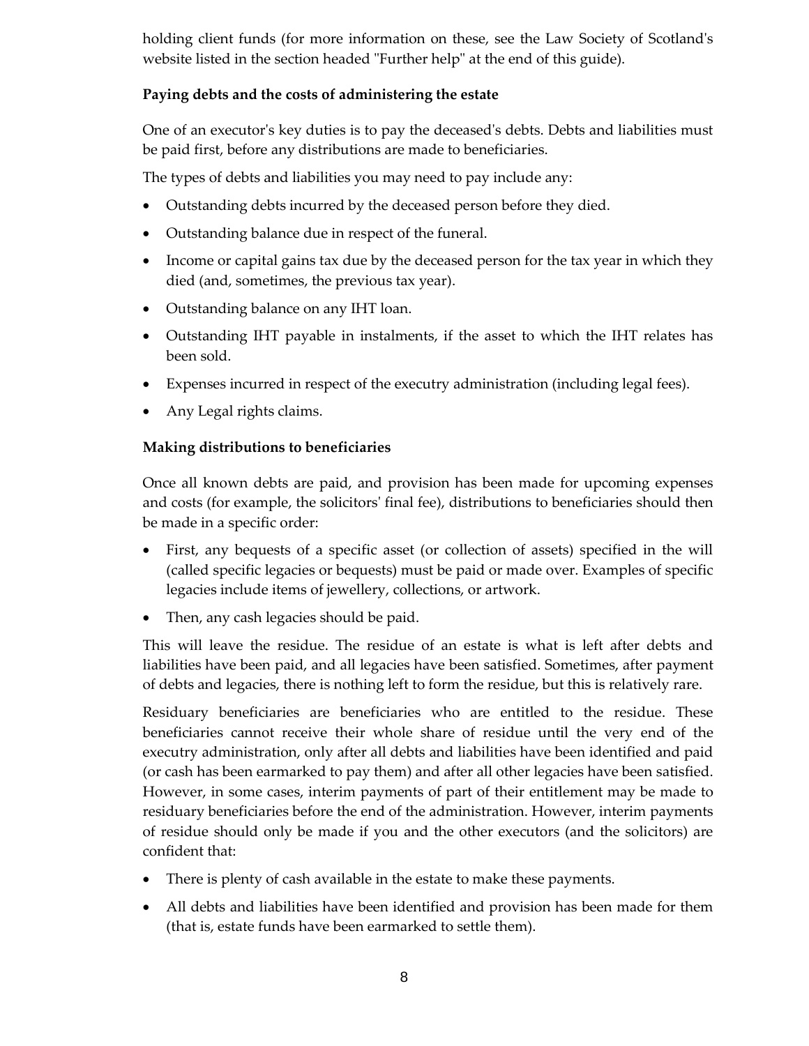holding client funds (for more information on these, see the Law Society of Scotland's website listed in the section headed "Further help" at the end of this guide).

**Paying debts and the costs of administering the estate**

One of an executor's key duties is to pay the deceased's debts. Debts and liabilities must be paid first, before any distributions are made to beneficiaries.

The types of debts and liabilities you may need to pay include any:

- Outstanding debts incurred by the deceased person before they died.
- Outstanding balance due in respect of the funeral.
- Income or capital gains tax due by the deceased person for the tax year in which they died (and, sometimes, the previous tax year).
- Outstanding balance on any IHT loan.
- Outstanding IHT payable in instalments, if the asset to which the IHT relates has been sold.
- Expenses incurred in respect of the executry administration (including legal fees).
- Any Legal rights claims.

**Making distributions to beneficiaries**

Once all known debts are paid, and provision has been made for upcoming expenses and costs (for example, the solicitors' final fee), distributions to beneficiaries should then be made in a specific order:

- First, any bequests of a specific asset (or collection of assets) specified in the will (called specific legacies or bequests) must be paid or made over. Examples of specific legacies include items of jewellery, collections, or artwork.
- Then, any cash legacies should be paid.

This will leave the residue. The residue of an estate is what is left after debts and liabilities have been paid, and all legacies have been satisfied. Sometimes, after payment of debts and legacies, there is nothing left to form the residue, but this is relatively rare.

Residuary beneficiaries are beneficiaries who are entitled to the residue. These beneficiaries cannot receive their whole share of residue until the very end of the executry administration, only after all debts and liabilities have been identified and paid (or cash has been earmarked to pay them) and after all other legacies have been satisfied. However, in some cases, interim payments of part of their entitlement may be made to residuary beneficiaries before the end of the administration. However, interim payments of residue should only be made if you and the other executors (and the solicitors) are confident that:

- There is plenty of cash available in the estate to make these payments.
- All debts and liabilities have been identified and provision has been made for them (that is, estate funds have been earmarked to settle them).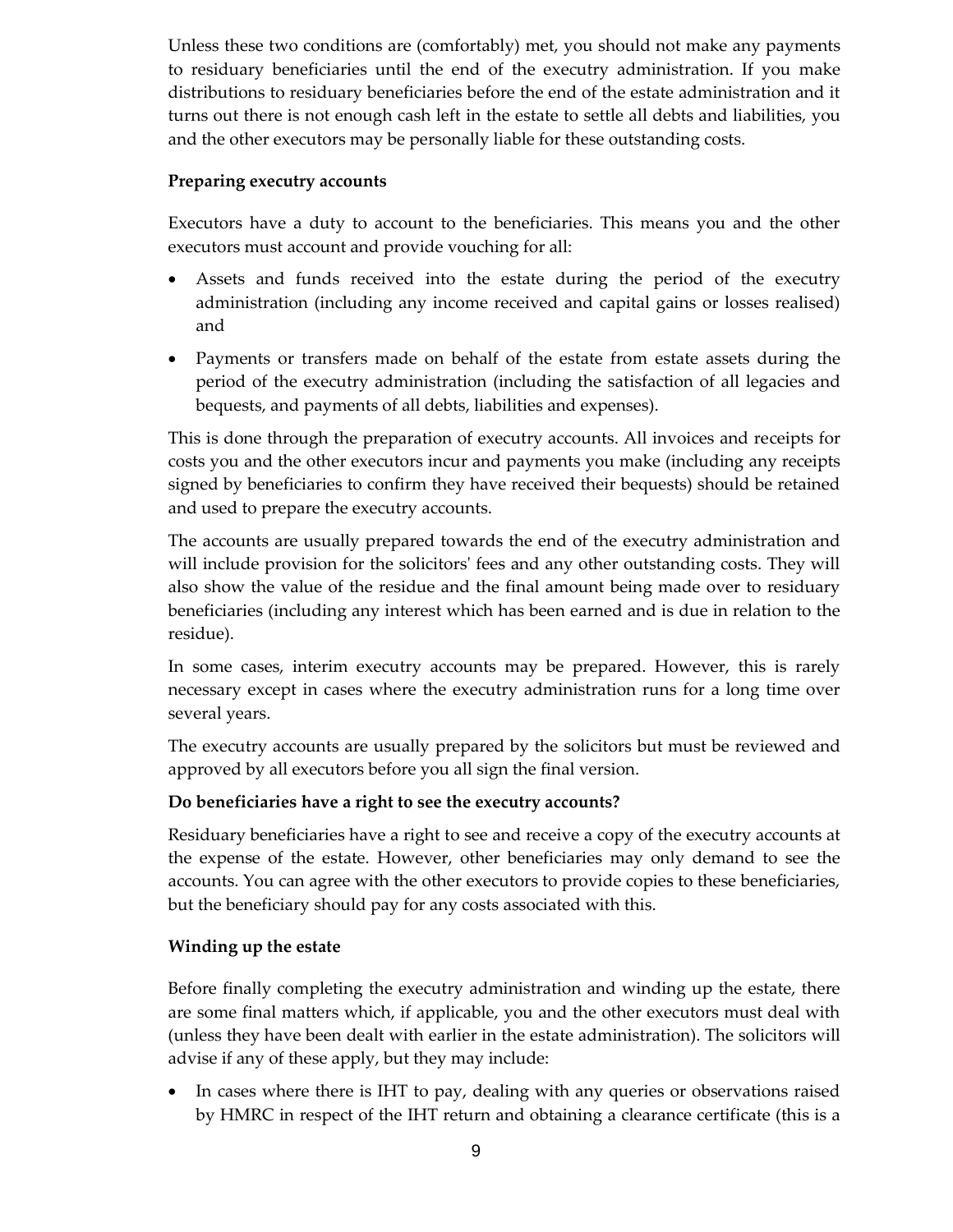Unless these two conditions are (comfortably) met, you should not make any payments to residuary beneficiaries until the end of the executry administration. If you make distributions to residuary beneficiaries before the end of the estate administration and it turns out there is not enough cash left in the estate to settle all debts and liabilities, you and the other executors may be personally liable for these outstanding costs.

**Preparing executry accounts**

Executors have a duty to account to the beneficiaries. This means you and the other executors must account and provide vouching for all:

- Assets and funds received into the estate during the period of the executry administration (including any income received and capital gains or losses realised) and
- Payments or transfers made on behalf of the estate from estate assets during the period of the executry administration (including the satisfaction of all legacies and bequests, and payments of all debts, liabilities and expenses).

This is done through the preparation of executry accounts. All invoices and receipts for costs you and the other executors incur and payments you make (including any receipts signed by beneficiaries to confirm they have received their bequests) should be retained and used to prepare the executry accounts.

The accounts are usually prepared towards the end of the executry administration and will include provision for the solicitors' fees and any other outstanding costs. They will also show the value of the residue and the final amount being made over to residuary beneficiaries (including any interest which has been earned and is due in relation to the residue).

In some cases, interim executry accounts may be prepared. However, this is rarely necessary except in cases where the executry administration runs for a long time over several years.

The executry accounts are usually prepared by the solicitors but must be reviewed and approved by all executors before you all sign the final version.

**Do beneficiaries have a right to see the executry accounts?**

Residuary beneficiaries have a right to see and receive a copy of the executry accounts at the expense of the estate. However, other beneficiaries may only demand to see the accounts. You can agree with the other executors to provide copies to these beneficiaries, but the beneficiary should pay for any costs associated with this.

**Winding up the estate**

Before finally completing the executry administration and winding up the estate, there are some final matters which, if applicable, you and the other executors must deal with (unless they have been dealt with earlier in the estate administration). The solicitors will advise if any of these apply, but they may include:

- In cases where there is IHT to pay, dealing with any queries or observations raised by HMRC in respect of the IHT return and obtaining a clearance certificate (this is a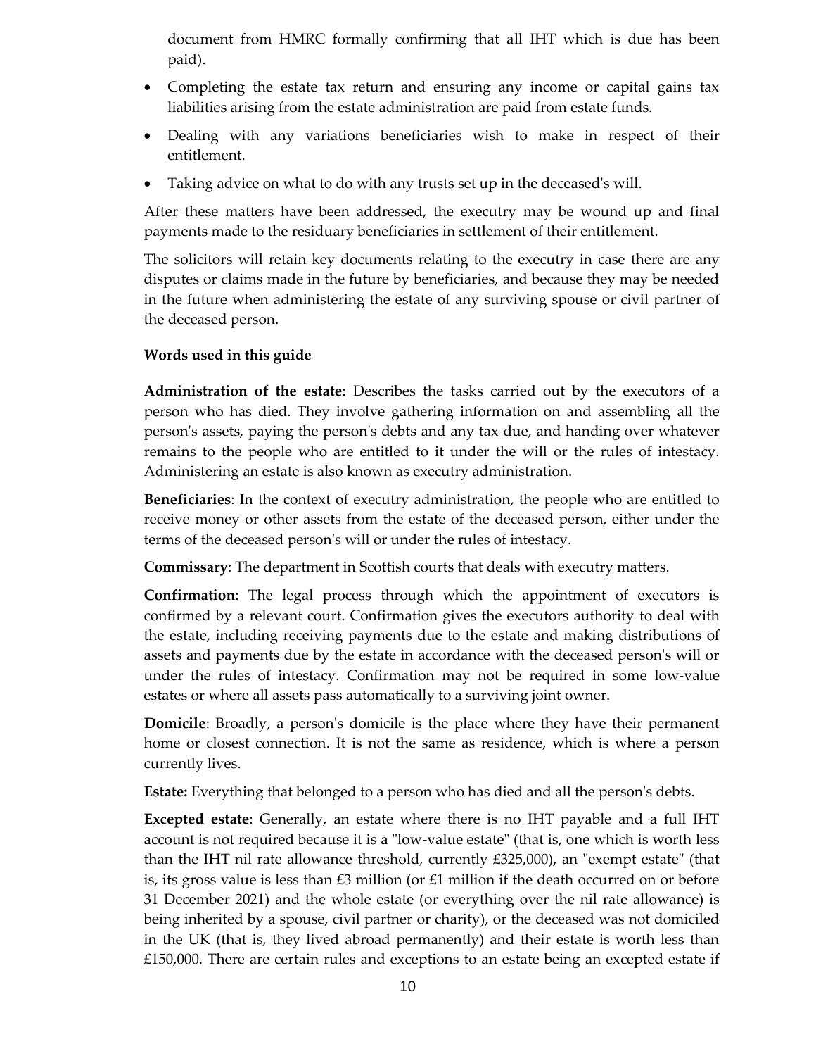document from HMRC formally confirming that all IHT which is due has been paid).

- Completing the estate tax return and ensuring any income or capital gains tax liabilities arising from the estate administration are paid from estate funds.
- Dealing with any variations beneficiaries wish to make in respect of their entitlement.
- Taking advice on what to do with any trusts set up in the deceased's will.

After these matters have been addressed, the executry may be wound up and final payments made to the residuary beneficiaries in settlement of their entitlement.

The solicitors will retain key documents relating to the executry in case there are any disputes or claims made in the future by beneficiaries, and because they may be needed in the future when administering the estate of any surviving spouse or civil partner of the deceased person.

**Words used in this guide**

**Administration of the estate**: Describes the tasks carried out by the executors of a person who has died. They involve gathering information on and assembling all the person's assets, paying the person's debts and any tax due, and handing over whatever remains to the people who are entitled to it under the will or the rules of intestacy. Administering an estate is also known as executry administration.

**Beneficiaries**: In the context of executry administration, the people who are entitled to receive money or other assets from the estate of the deceased person, either under the terms of the deceased person's will or under the rules of intestacy.

**Commissary**: The department in Scottish courts that deals with executry matters.

**Confirmation**: The legal process through which the appointment of executors is confirmed by a relevant court. Confirmation gives the executors authority to deal with the estate, including receiving payments due to the estate and making distributions of assets and payments due by the estate in accordance with the deceased person's will or under the rules of intestacy. Confirmation may not be required in some low-value estates or where all assets pass automatically to a surviving joint owner.

**Domicile**: Broadly, a person's domicile is the place where they have their permanent home or closest connection. It is not the same as residence, which is where a person currently lives.

**Estate:** Everything that belonged to a person who has died and all the person's debts.

**Excepted estate**: Generally, an estate where there is no IHT payable and a full IHT account is not required because it is a "low-value estate" (that is, one which is worth less than the IHT nil rate allowance threshold, currently £325,000), an "exempt estate" (that is, its gross value is less than £3 million (or £1 million if the death occurred on or before 31 December 2021) and the whole estate (or everything over the nil rate allowance) is being inherited by a spouse, civil partner or charity), or the deceased was not domiciled in the UK (that is, they lived abroad permanently) and their estate is worth less than £150,000. There are certain rules and exceptions to an estate being an excepted estate if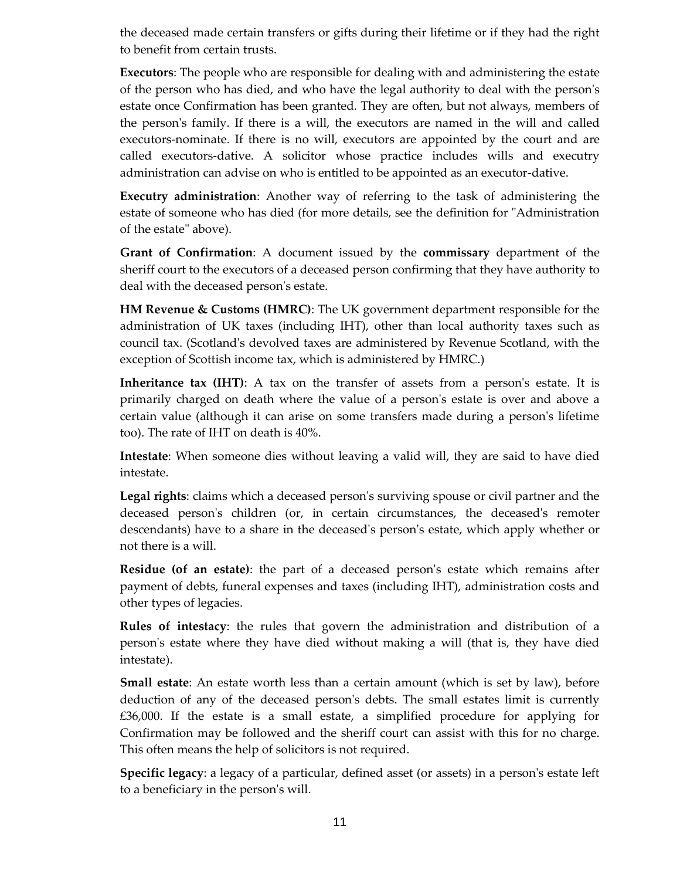the deceased made certain transfers or gifts during their lifetime or if they had the right to benefit from certain trusts.

**Executors**: The people who are responsible for dealing with and administering the estate of the person who has died, and who have the legal authority to deal with the person's estate once Confirmation has been granted. They are often, but not always, members of the person's family. If there is a will, the executors are named in the will and called executors-nominate. If there is no will, executors are appointed by the court and are called executors-dative. A solicitor whose practice includes wills and executry administration can advise on who is entitled to be appointed as an executor-dative.

**Executry administration**: Another way of referring to the task of administering the estate of someone who has died (for more details, see the definition for "Administration of the estate" above).

**Grant of Confirmation**: A document issued by the **commissary** department of the sheriff court to the executors of a deceased person confirming that they have authority to deal with the deceased person's estate.

**HM Revenue & Customs (HMRC)**: The UK government department responsible for the administration of UK taxes (including IHT), other than local authority taxes such as council tax. (Scotland's devolved taxes are administered by Revenue Scotland, with the exception of Scottish income tax, which is administered by HMRC.)

**Inheritance tax (IHT)**: A tax on the transfer of assets from a person's estate. It is primarily charged on death where the value of a person's estate is over and above a certain value (although it can arise on some transfers made during a person's lifetime too). The rate of IHT on death is 40%.

**Intestate**: When someone dies without leaving a valid will, they are said to have died intestate.

**Legal rights**: claims which a deceased person's surviving spouse or civil partner and the deceased person's children (or, in certain circumstances, the deceased's remoter descendants) have to a share in the deceased's person's estate, which apply whether or not there is a will.

**Residue (of an estate)**: the part of a deceased person's estate which remains after payment of debts, funeral expenses and taxes (including IHT), administration costs and other types of legacies.

**Rules of intestacy**: the rules that govern the administration and distribution of a person's estate where they have died without making a will (that is, they have died intestate).

**Small estate**: An estate worth less than a certain amount (which is set by law), before deduction of any of the deceased person's debts. The small estates limit is currently £36,000. If the estate is a small estate, a simplified procedure for applying for Confirmation may be followed and the sheriff court can assist with this for no charge. This often means the help of solicitors is not required.

**Specific legacy**: a legacy of a particular, defined asset (or assets) in a person's estate left to a beneficiary in the person's will.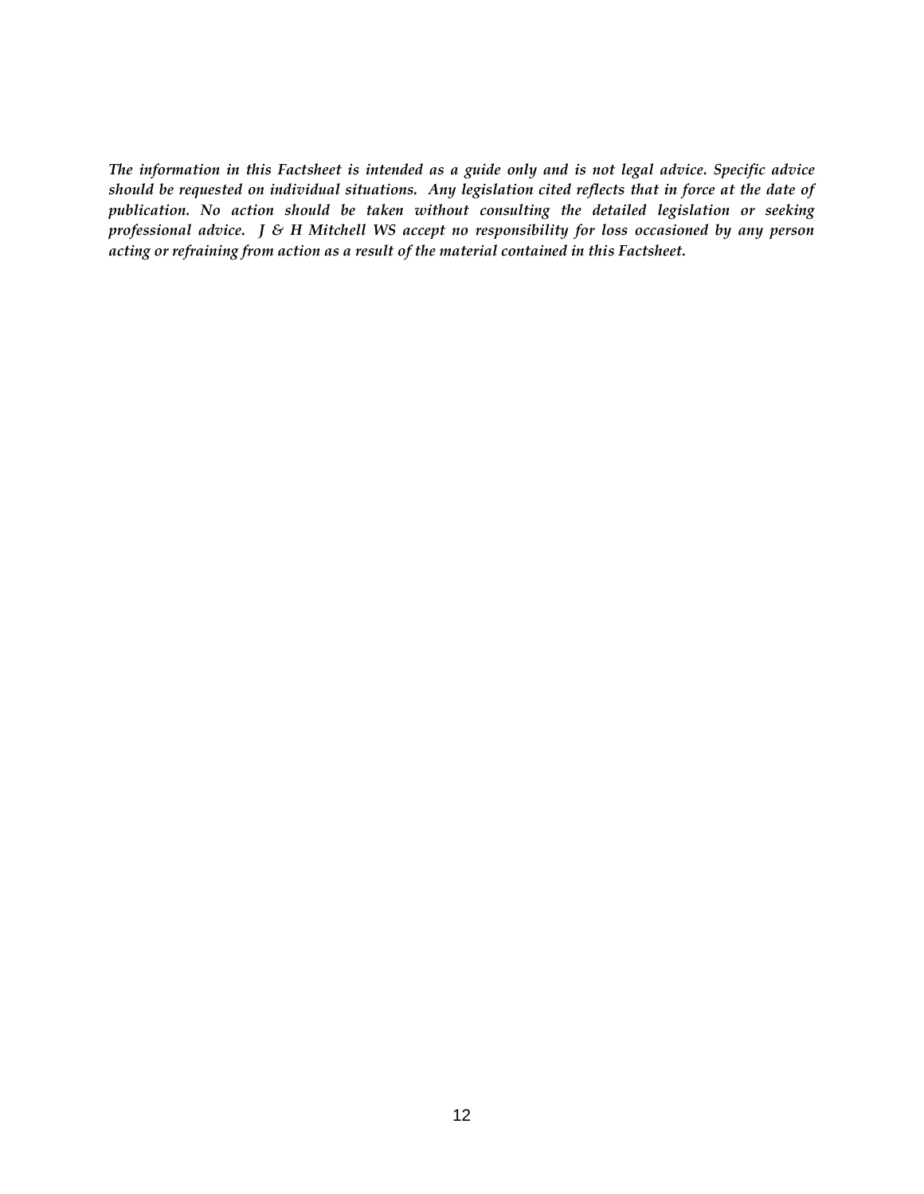***The information in this Factsheet is intended as a guide only and is not legal advice. Specific advice should be requested on individual situations. Any legislation cited reflects that in force at the date of publication. No action should be taken without consulting the detailed legislation or seeking professional advice. J & H Mitchell WS accept no responsibility for loss occasioned by any person acting or refraining from action as a result of the material contained in this Factsheet.***